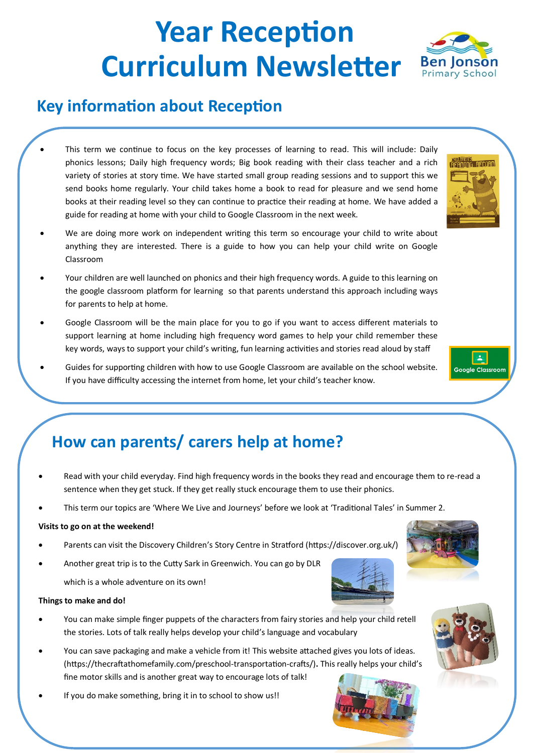# Year Reception Curriculum Newsletter

Ben Jonson Primary School

## Key information about Reception

- This term we continue to focus on the key processes of learning to read. This will include: Daily phonics lessons; Daily high frequency words; Big book reading with their class teacher and a rich variety of stories at story time. We have started small group reading sessions and to support this we send books home regularly. Your child takes home a book to read for pleasure and we send home books at their reading level so they can continue to practice their reading at home. We have added a guide for reading at home with your child to Google Classroom in the next week.
- We are doing more work on independent writing this term so encourage your child to write about anything they are interested. There is a guide to how you can help your child write on Google Classroom
- Your children are well launched on phonics and their high frequency words. A guide to this learning on the google classroom platform for learning so that parents understand this approach including ways for parents to help at home.
- Google Classroom will be the main place for you to go if you want to access different materials to support learning at home including high frequency word games to help your child remember these key words, ways to support your child's writing, fun learning activities and stories read aloud by staff
- Guides for supporting children with how to use Google Classroom are available on the school website. If you have difficulty accessing the internet from home, let your child's teacher know.

## How can parents/ carers help at home?

- Read with your child everyday. Find high frequency words in the books they read and encourage them to re-read a sentence when they get stuck. If they get really stuck encourage them to use their phonics.
- This term our topics are 'Where We Live and Journeys' before we look at 'Traditional Tales' in Summer 2.

**Visits to go on at the weekend!**

- Parents can visit the Discovery Children's Story Centre in Stratford (https://discover.org.uk/)
- Another great trip is to the Cutty Sark in Greenwich. You can go by DLR which is a whole adventure on its own!

**Things to make and do!**

- You can make simple finger puppets of the characters from fairy stories and help your child retell the stories. Lots of talk really helps develop your child's language and vocabulary
- You can save packaging and make a vehicle from it! This website attached gives you lots of ideas. (https://thecraftathomefamily.com/preschool-transportation-crafts/). This really helps your child's fine motor skills and is another great way to encourage lots of talk!
- If you do make something, bring it in to school to show us!!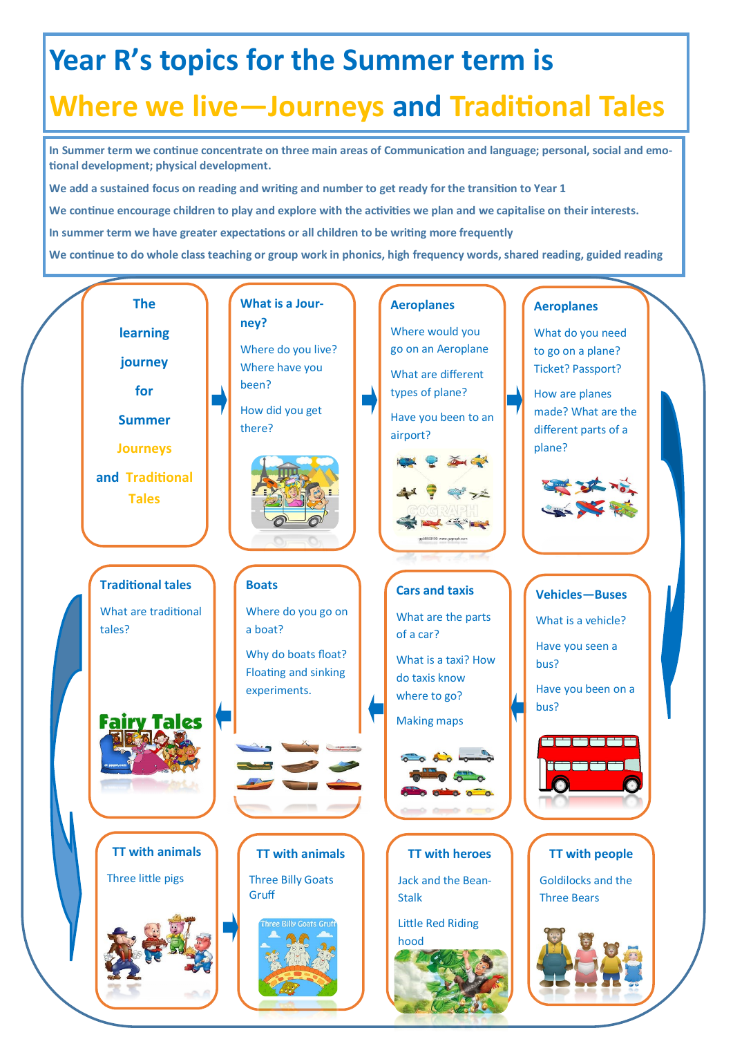# Year R's topics for the Summer term is

# Where we live—Journeys and Traditional Tales

**In Summer term we continue concentrate on three main areas of Communication and language; personal, social and emotional development; physical development.**

**We add a sustained focus on reading and writing and number to get ready for the transition to Year 1**

**We continue encourage children to play and explore with the activities we plan and we capitalise on their interests.**

**In summer term we have greater expectations or all children to be writing more frequently**

**We continue to do whole class teaching or group work in phonics, high frequency words, shared reading, guided reading**

**The learning journey for Summer Journeys and Traditional Tales**

**What is a Journey?**

Where do you live? Where have you been?

How did you get there?

**Aeroplanes**

Where would you go on an Aeroplane

What are different types of plane?

Have you been to an airport?

**Aeroplanes**

What do you need to go on a plane? Ticket? Passport?

How are planes made? What are the different parts of a plane?

**Vehicles—Buses**

What is a vehicle?

Have you seen a bus?

Have you been on a bus?

**Cars and taxis**

What are the parts of a car?

What is a taxi? How do taxis know where to go?

Making maps

**Boats**

Where do you go on a boat?

Why do boats float? Floating and sinking experiments.

**Traditional tales**

What are traditional tales?

Fairy Tales

**TT with animals**

Three little pigs

**TT with animals**

Three Billy Goats Gruff

**TT with heroes**

Jack and the Bean-Stalk

Little Red Riding hood

**TT with people**

Goldilocks and the Three Bears